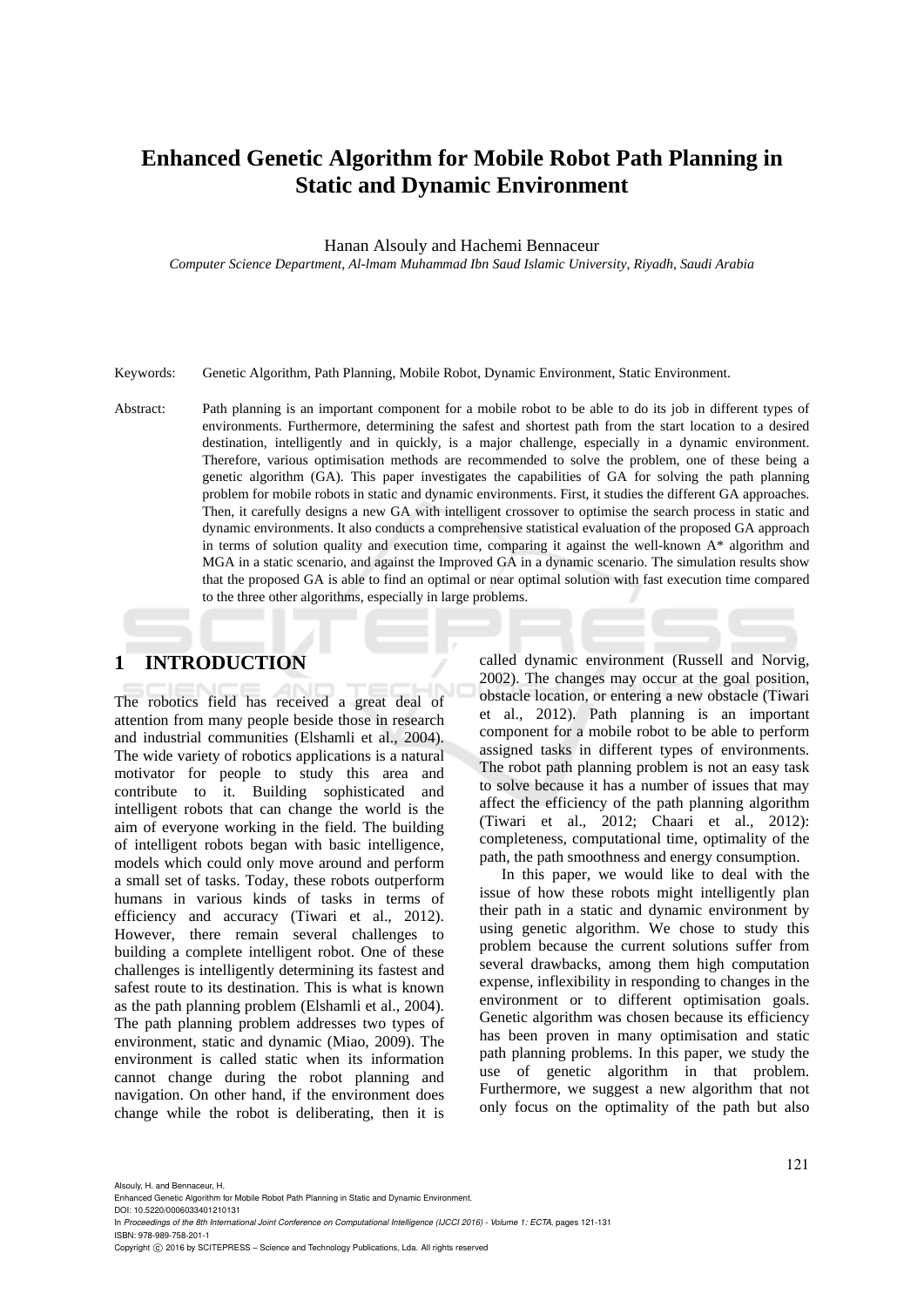# Enhanced Genetic Algorithm for Mobile Robot Path Planning in Static and Dynamic Environment

Hanan Alsouly and Hachemi Bennaceur

*Computer Science Department, Al-lmam Muhammad Ibn Saud Islamic University, Riyadh, Saudi Arabia*

Keywords: Genetic Algorithm, Path Planning, Mobile Robot, Dynamic Environment, Static Environment.

Abstract: Path planning is an important component for a mobile robot to be able to do its job in different types of environments. Furthermore, determining the safest and shortest path from the start location to a desired destination, intelligently and in quickly, is a major challenge, especially in a dynamic environment. Therefore, various optimisation methods are recommended to solve the problem, one of these being a genetic algorithm (GA). This paper investigates the capabilities of GA for solving the path planning problem for mobile robots in static and dynamic environments. First, it studies the different GA approaches. Then, it carefully designs a new GA with intelligent crossover to optimise the search process in static and dynamic environments. It also conducts a comprehensive statistical evaluation of the proposed GA approach in terms of solution quality and execution time, comparing it against the well-known A* algorithm and MGA in a static scenario, and against the Improved GA in a dynamic scenario. The simulation results show that the proposed GA is able to find an optimal or near optimal solution with fast execution time compared to the three other algorithms, especially in large problems.

## 1 INTRODUCTION

The robotics field has received a great deal of attention from many people beside those in research and industrial communities (Elshamli et al., 2004). The wide variety of robotics applications is a natural motivator for people to study this area and contribute to it. Building sophisticated and intelligent robots that can change the world is the aim of everyone working in the field. The building of intelligent robots began with basic intelligence, models which could only move around and perform a small set of tasks. Today, these robots outperform humans in various kinds of tasks in terms of efficiency and accuracy (Tiwari et al., 2012). However, there remain several challenges to building a complete intelligent robot. One of these challenges is intelligently determining its fastest and safest route to its destination. This is what is known as the path planning problem (Elshamli et al., 2004). The path planning problem addresses two types of environment, static and dynamic (Miao, 2009). The environment is called static when its information cannot change during the robot planning and navigation. On other hand, if the environment does change while the robot is deliberating, then it is called dynamic environment (Russell and Norvig, 2002). The changes may occur at the goal position, obstacle location, or entering a new obstacle (Tiwari et al., 2012). Path planning is an important component for a mobile robot to be able to perform assigned tasks in different types of environments. The robot path planning problem is not an easy task to solve because it has a number of issues that may affect the efficiency of the path planning algorithm (Tiwari et al., 2012; Chaari et al., 2012): completeness, computational time, optimality of the path, the path smoothness and energy consumption.

In this paper, we would like to deal with the issue of how these robots might intelligently plan their path in a static and dynamic environment by using genetic algorithm. We chose to study this problem because the current solutions suffer from several drawbacks, among them high computation expense, inflexibility in responding to changes in the environment or to different optimisation goals. Genetic algorithm was chosen because its efficiency has been proven in many optimisation and static path planning problems. In this paper, we study the use of genetic algorithm in that problem. Furthermore, we suggest a new algorithm that not only focus on the optimality of the path but also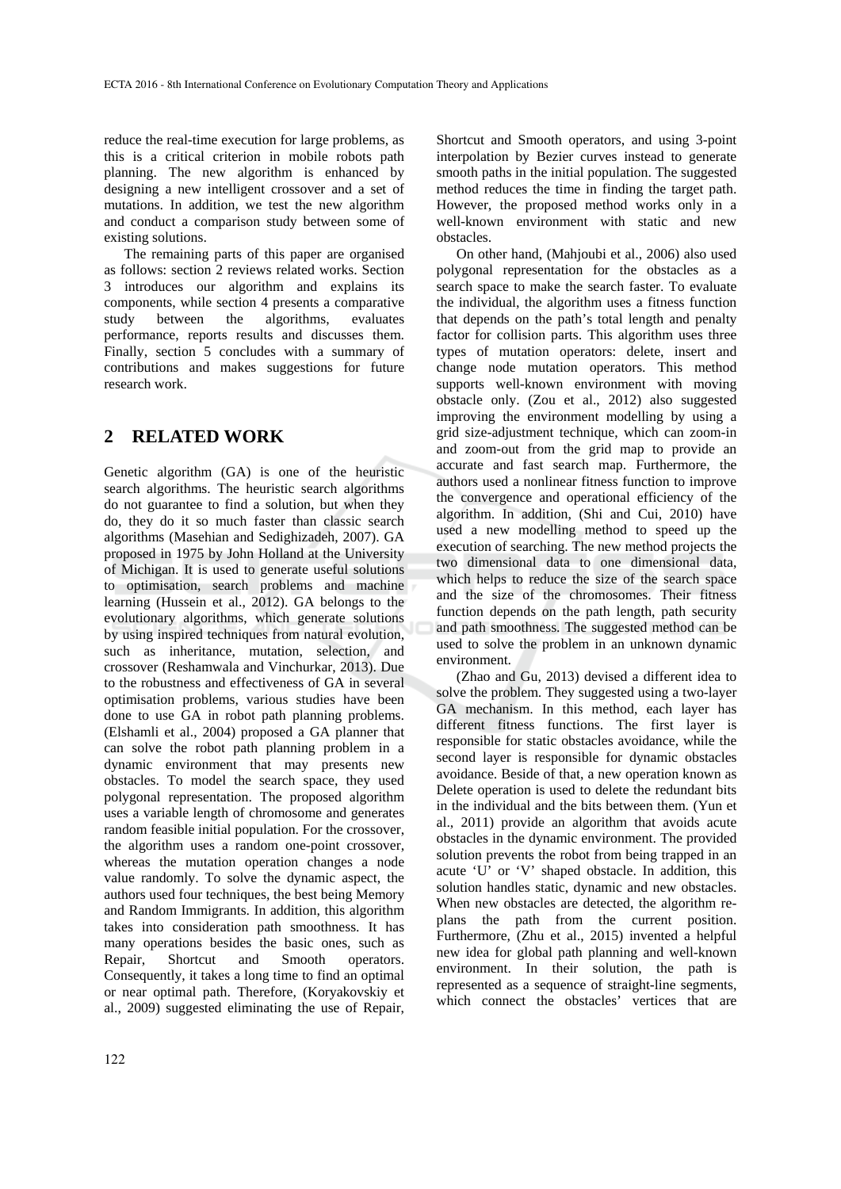reduce the real-time execution for large problems, as this is a critical criterion in mobile robots path planning. The new algorithm is enhanced by designing a new intelligent crossover and a set of mutations. In addition, we test the new algorithm and conduct a comparison study between some of existing solutions.

The remaining parts of this paper are organised as follows: section 2 reviews related works. Section 3 introduces our algorithm and explains its components, while section 4 presents a comparative study between the algorithms, evaluates performance, reports results and discusses them. Finally, section 5 concludes with a summary of contributions and makes suggestions for future research work.

## 2 RELATED WORK

Genetic algorithm (GA) is one of the heuristic search algorithms. The heuristic search algorithms do not guarantee to find a solution, but when they do, they do it so much faster than classic search algorithms (Masehian and Sedighizadeh, 2007). GA proposed in 1975 by John Holland at the University of Michigan. It is used to generate useful solutions to optimisation, search problems and machine learning (Hussein et al., 2012). GA belongs to the evolutionary algorithms, which generate solutions by using inspired techniques from natural evolution, such as inheritance, mutation, selection, and crossover (Reshamwala and Vinchurkar, 2013). Due to the robustness and effectiveness of GA in several optimisation problems, various studies have been done to use GA in robot path planning problems. (Elshamli et al., 2004) proposed a GA planner that can solve the robot path planning problem in a dynamic environment that may presents new obstacles. To model the search space, they used polygonal representation. The proposed algorithm uses a variable length of chromosome and generates random feasible initial population. For the crossover, the algorithm uses a random one-point crossover, whereas the mutation operation changes a node value randomly. To solve the dynamic aspect, the authors used four techniques, the best being Memory and Random Immigrants. In addition, this algorithm takes into consideration path smoothness. It has many operations besides the basic ones, such as Repair, Shortcut and Smooth operators. Consequently, it takes a long time to find an optimal or near optimal path. Therefore, (Koryakovskiy et al., 2009) suggested eliminating the use of Repair, Shortcut and Smooth operators, and using 3-point interpolation by Bezier curves instead to generate smooth paths in the initial population. The suggested method reduces the time in finding the target path. However, the proposed method works only in a well-known environment with static and new obstacles.

On other hand, (Mahjoubi et al., 2006) also used polygonal representation for the obstacles as a search space to make the search faster. To evaluate the individual, the algorithm uses a fitness function that depends on the path's total length and penalty factor for collision parts. This algorithm uses three types of mutation operators: delete, insert and change node mutation operators. This method supports well-known environment with moving obstacle only. (Zou et al., 2012) also suggested improving the environment modelling by using a grid size-adjustment technique, which can zoom-in and zoom-out from the grid map to provide an accurate and fast search map. Furthermore, the authors used a nonlinear fitness function to improve the convergence and operational efficiency of the algorithm. In addition, (Shi and Cui, 2010) have used a new modelling method to speed up the execution of searching. The new method projects the two dimensional data to one dimensional data, which helps to reduce the size of the search space and the size of the chromosomes. Their fitness function depends on the path length, path security and path smoothness. The suggested method can be used to solve the problem in an unknown dynamic environment.

(Zhao and Gu, 2013) devised a different idea to solve the problem. They suggested using a two-layer GA mechanism. In this method, each layer has different fitness functions. The first layer is responsible for static obstacles avoidance, while the second layer is responsible for dynamic obstacles avoidance. Beside of that, a new operation known as Delete operation is used to delete the redundant bits in the individual and the bits between them. (Yun et al., 2011) provide an algorithm that avoids acute obstacles in the dynamic environment. The provided solution prevents the robot from being trapped in an acute 'U' or 'V' shaped obstacle. In addition, this solution handles static, dynamic and new obstacles. When new obstacles are detected, the algorithm re-plans the path from the current position. Furthermore, (Zhu et al., 2015) invented a helpful new idea for global path planning and well-known environment. In their solution, the path is represented as a sequence of straight-line segments, which connect the obstacles' vertices that are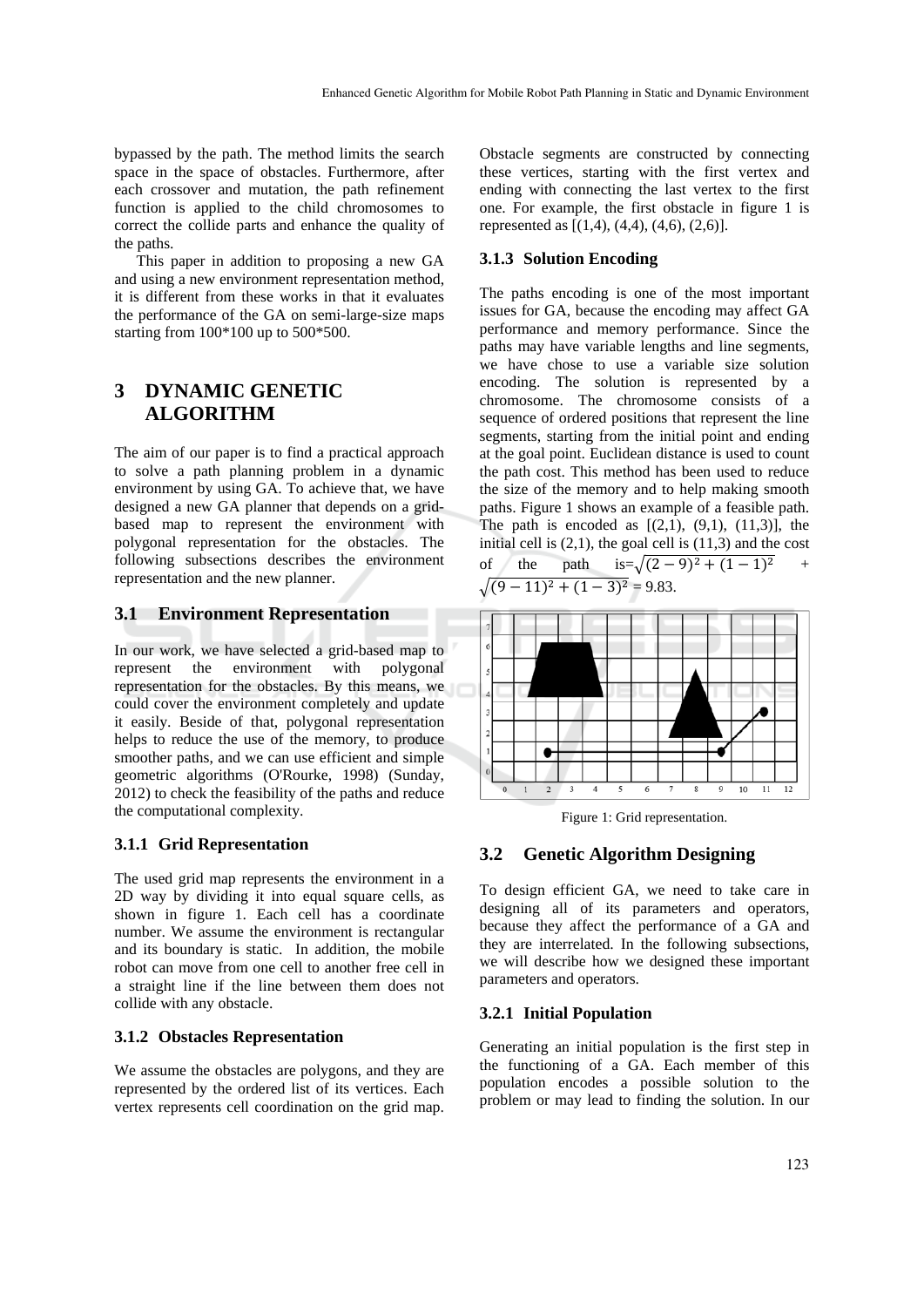bypassed by the path. The method limits the search space in the space of obstacles. Furthermore, after each crossover and mutation, the path refinement function is applied to the child chromosomes to correct the collide parts and enhance the quality of the paths.

This paper in addition to proposing a new GA and using a new environment representation method, it is different from these works in that it evaluates the performance of the GA on semi-large-size maps starting from 100*100 up to 500*500.

## 3 DYNAMIC GENETIC ALGORITHM

The aim of our paper is to find a practical approach to solve a path planning problem in a dynamic environment by using GA. To achieve that, we have designed a new GA planner that depends on a grid-based map to represent the environment with polygonal representation for the obstacles. The following subsections describes the environment representation and the new planner.

### 3.1 Environment Representation

In our work, we have selected a grid-based map to represent the environment with polygonal representation for the obstacles. By this means, we could cover the environment completely and update it easily. Beside of that, polygonal representation helps to reduce the use of the memory, to produce smoother paths, and we can use efficient and simple geometric algorithms (O'Rourke, 1998) (Sunday, 2012) to check the feasibility of the paths and reduce the computational complexity.

#### 3.1.1 Grid Representation

The used grid map represents the environment in a 2D way by dividing it into equal square cells, as shown in figure 1. Each cell has a coordinate number. We assume the environment is rectangular and its boundary is static. In addition, the mobile robot can move from one cell to another free cell in a straight line if the line between them does not collide with any obstacle.

#### 3.1.2 Obstacles Representation

We assume the obstacles are polygons, and they are represented by the ordered list of its vertices. Each vertex represents cell coordination on the grid map. Obstacle segments are constructed by connecting these vertices, starting with the first vertex and ending with connecting the last vertex to the first one. For example, the first obstacle in figure 1 is represented as [(1,4), (4,4), (4,6), (2,6)].

#### 3.1.3 Solution Encoding

The paths encoding is one of the most important issues for GA, because the encoding may affect GA performance and memory performance. Since the paths may have variable lengths and line segments, we have chose to use a variable size solution encoding. The solution is represented by a chromosome. The chromosome consists of a sequence of ordered positions that represent the line segments, starting from the initial point and ending at the goal point. Euclidean distance is used to count the path cost. This method has been used to reduce the size of the memory and to help making smooth paths. Figure 1 shows an example of a feasible path. The path is encoded as [(2,1), (9,1), (11,3)], the initial cell is (2,1), the goal cell is (11,3) and the cost of the path is $=\sqrt{(2-9)^2+(1-1)^2} + \sqrt{(9-11)^2+(1-3)^2} = 9.83$.

Figure 1: Grid representation.

### 3.2 Genetic Algorithm Designing

To design efficient GA, we need to take care in designing all of its parameters and operators, because they affect the performance of a GA and they are interrelated. In the following subsections, we will describe how we designed these important parameters and operators.

#### 3.2.1 Initial Population

Generating an initial population is the first step in the functioning of a GA. Each member of this population encodes a possible solution to the problem or may lead to finding the solution. In our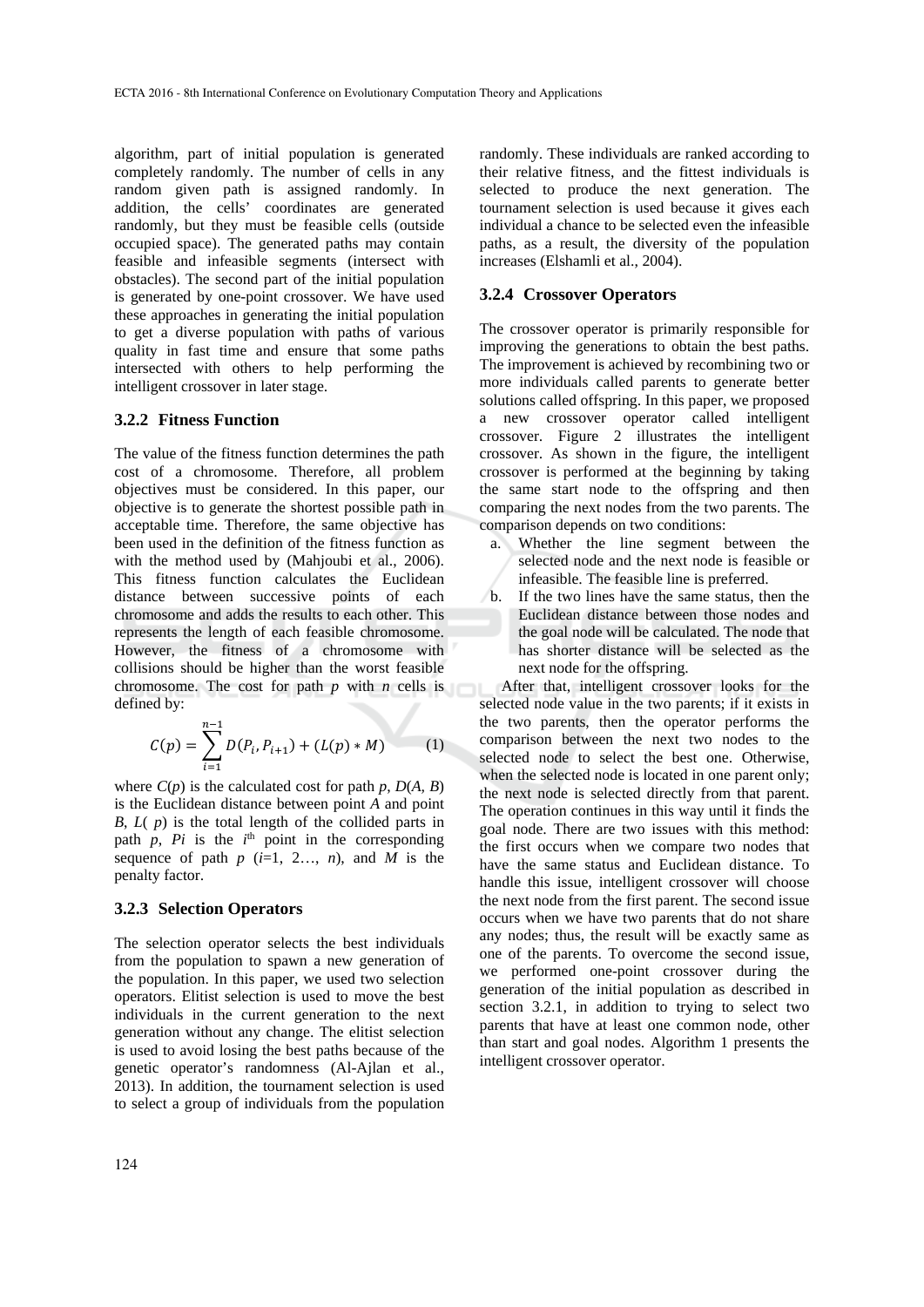algorithm, part of initial population is generated completely randomly. The number of cells in any random given path is assigned randomly. In addition, the cells' coordinates are generated randomly, but they must be feasible cells (outside occupied space). The generated paths may contain feasible and infeasible segments (intersect with obstacles). The second part of the initial population is generated by one-point crossover. We have used these approaches in generating the initial population to get a diverse population with paths of various quality in fast time and ensure that some paths intersected with others to help performing the intelligent crossover in later stage.

### 3.2.2 Fitness Function

The value of the fitness function determines the path cost of a chromosome. Therefore, all problem objectives must be considered. In this paper, our objective is to generate the shortest possible path in acceptable time. Therefore, the same objective has been used in the definition of the fitness function as with the method used by (Mahjoubi et al., 2006). This fitness function calculates the Euclidean distance between successive points of each chromosome and adds the results to each other. This represents the length of each feasible chromosome. However, the fitness of a chromosome with collisions should be higher than the worst feasible chromosome. The cost for path $p$ with $n$ cells is defined by:

$$C(p) = \sum_{i=1}^{n-1} D(P_i, P_{i+1}) + (L(p) * M) \qquad (1)$$

where $C(p)$ is the calculated cost for path $p$, $D(A, B)$ is the Euclidean distance between point $A$ and point $B$, $L(p)$ is the total length of the collided parts in path $p$, $P_i$ is the $i^{th}$ point in the corresponding sequence of path $p$ ($i$=1, 2…, $n$), and $M$ is the penalty factor.

### 3.2.3 Selection Operators

The selection operator selects the best individuals from the population to spawn a new generation of the population. In this paper, we used two selection operators. Elitist selection is used to move the best individuals in the current generation to the next generation without any change. The elitist selection is used to avoid losing the best paths because of the genetic operator's randomness (Al-Ajlan et al., 2013). In addition, the tournament selection is used to select a group of individuals from the population randomly. These individuals are ranked according to their relative fitness, and the fittest individuals is selected to produce the next generation. The tournament selection is used because it gives each individual a chance to be selected even the infeasible paths, as a result, the diversity of the population increases (Elshamli et al., 2004).

### 3.2.4 Crossover Operators

The crossover operator is primarily responsible for improving the generations to obtain the best paths. The improvement is achieved by recombining two or more individuals called parents to generate better solutions called offspring. In this paper, we proposed a new crossover operator called intelligent crossover. Figure 2 illustrates the intelligent crossover. As shown in the figure, the intelligent crossover is performed at the beginning by taking the same start node to the offspring and then comparing the next nodes from the two parents. The comparison depends on two conditions:

a. Whether the line segment between the selected node and the next node is feasible or infeasible. The feasible line is preferred.
b. If the two lines have the same status, then the Euclidean distance between those nodes and the goal node will be calculated. The node that has shorter distance will be selected as the next node for the offspring.

After that, intelligent crossover looks for the selected node value in the two parents; if it exists in the two parents, then the operator performs the comparison between the next two nodes to the selected node to select the best one. Otherwise, when the selected node is located in one parent only; the next node is selected directly from that parent. The operation continues in this way until it finds the goal node. There are two issues with this method: the first occurs when we compare two nodes that have the same status and Euclidean distance. To handle this issue, intelligent crossover will choose the next node from the first parent. The second issue occurs when we have two parents that do not share any nodes; thus, the result will be exactly same as one of the parents. To overcome the second issue, we performed one-point crossover during the generation of the initial population as described in section 3.2.1, in addition to trying to select two parents that have at least one common node, other than start and goal nodes. Algorithm 1 presents the intelligent crossover operator.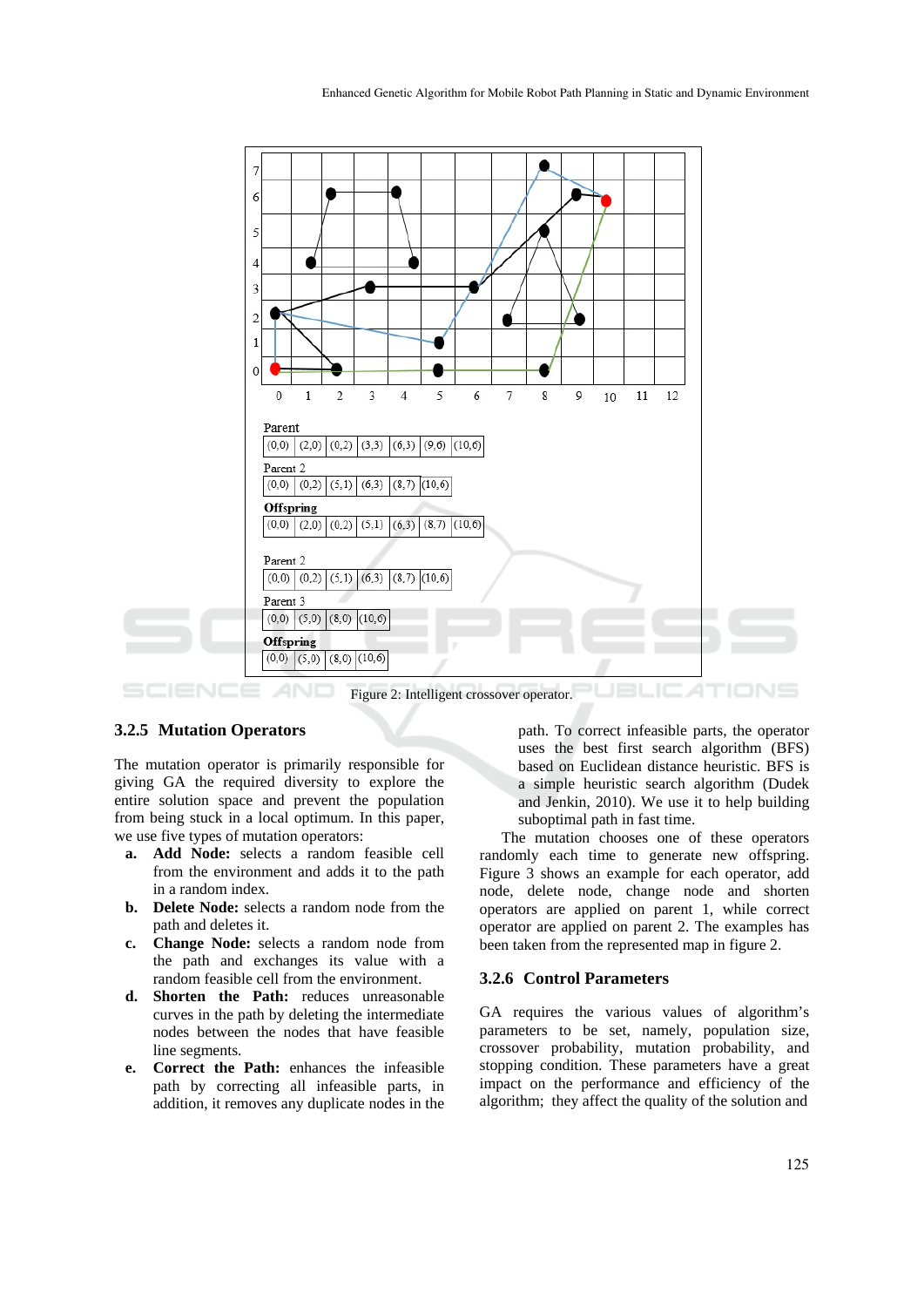| Parent | | | | | | |
|---|---|---|---|---|---|---|
| (0,0) | (2,0) | (0,2) | (3,3) | (6,3) | (9,6) | (10,6) |

| Parent 2 | | | | | |
|---|---|---|---|---|---|
| (0,0) | (0,2) | (5,1) | (6,3) | (8,7) | (10,6) |

| Offspring | | | | | | |
|---|---|---|---|---|---|---|
| (0,0) | (2,0) | (0,2) | (5,1) | (6,3) | (8,7) | (10,6) |

| Parent 2 | | | | | |
|---|---|---|---|---|---|
| (0,0) | (0,2) | (5,1) | (6,3) | (8,7) | (10,6) |

| Parent 3 | | | |
|---|---|---|---|
| (0,0) | (5,0) | (8,0) | (10,6) |

| Offspring | | | |
|---|---|---|---|
| (0,0) | (5,0) | (8,0) | (10,6) |

Figure 2: Intelligent crossover operator.

### 3.2.5 Mutation Operators

The mutation operator is primarily responsible for giving GA the required diversity to explore the entire solution space and prevent the population from being stuck in a local optimum. In this paper, we use five types of mutation operators:

a. **Add Node:** selects a random feasible cell from the environment and adds it to the path in a random index.
b. **Delete Node:** selects a random node from the path and deletes it.
c. **Change Node:** selects a random node from the path and exchanges its value with a random feasible cell from the environment.
d. **Shorten the Path:** reduces unreasonable curves in the path by deleting the intermediate nodes between the nodes that have feasible line segments.
e. **Correct the Path:** enhances the infeasible path by correcting all infeasible parts, in addition, it removes any duplicate nodes in the path. To correct infeasible parts, the operator uses the best first search algorithm (BFS) based on Euclidean distance heuristic. BFS is a simple heuristic search algorithm (Dudek and Jenkin, 2010). We use it to help building suboptimal path in fast time.

The mutation chooses one of these operators randomly each time to generate new offspring. Figure 3 shows an example for each operator, add node, delete node, change node and shorten operators are applied on parent 1, while correct operator are applied on parent 2. The examples has been taken from the represented map in figure 2.

### 3.2.6 Control Parameters

GA requires the various values of algorithm's parameters to be set, namely, population size, crossover probability, mutation probability, and stopping condition. These parameters have a great impact on the performance and efficiency of the algorithm; they affect the quality of the solution and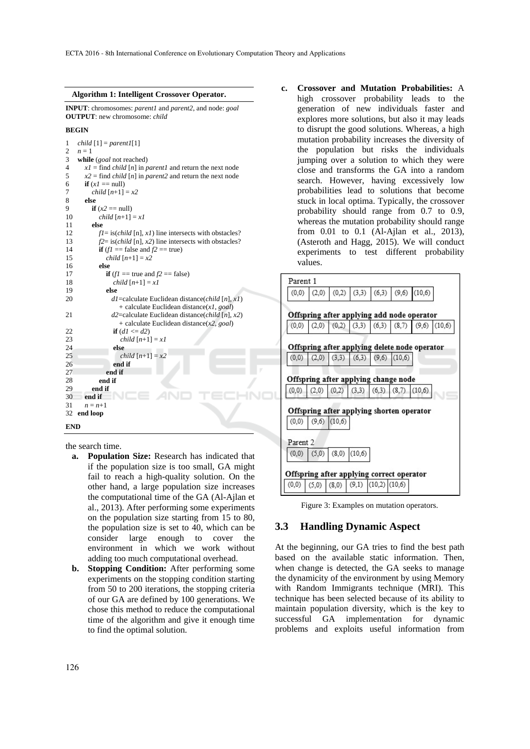**Algorithm 1: Intelligent Crossover Operator.**

**INPUT**: chromosomes: *parent1* and *parent2*, and node: *goal*
**OUTPUT**: new chromosome: *child*

```
BEGIN
1   child [1] = parent1[1]
2   n = 1
3   while (goal not reached)
4     x1 = find child [n] in parent1 and return the next node
5     x2 = find child [n] in parent2 and return the next node
6     if (x1 == null)
7       child [n+1] = x2
8     else
9       if (x2 == null)
10        child [n+1] = x1
11      else
12        f1= is(child [n], x1) line intersects with obstacles?
13        f2= is(child [n], x2) line intersects with obstacles?
14        if (f1 == false and f2 == true)
15          child [n+1] = x2
16        else
17          if (f1 == true and f2 == false)
18            child [n+1] = x1
19          else
20            d1=calculate Euclidean distance(child [n], x1)
                + calculate Euclidean distance(x1, goal)
21            d2=calculate Euclidean distance(child [n], x2)
                + calculate Euclidean distance(x2, goal)
22            if (d1 <= d2)
23              child [n+1] = x1
24            else
25              child [n+1] = x2
26            end if
27          end if
28        end if
29      end if
30    end if
31    n = n+1
32  end loop
END
```

the search time.

**a. Population Size:** Research has indicated that if the population size is too small, GA might fail to reach a high-quality solution. On the other hand, a large population size increases the computational time of the GA (Al-Ajlan et al., 2013). After performing some experiments on the population size starting from 15 to 80, the population size is set to 40, which can be consider large enough to cover the environment in which we work without adding too much computational overhead.

**b. Stopping Condition:** After performing some experiments on the stopping condition starting from 50 to 200 iterations, the stopping criteria of our GA are defined by 100 generations. We chose this method to reduce the computational time of the algorithm and give it enough time to find the optimal solution.

**c. Crossover and Mutation Probabilities:** A high crossover probability leads to the generation of new individuals faster and explores more solutions, but also it may leads to disrupt the good solutions. Whereas, a high mutation probability increases the diversity of the population but risks the individuals jumping over a solution to which they were close and transforms the GA into a random search. However, having excessively low probabilities lead to solutions that become stuck in local optima. Typically, the crossover probability should range from 0.7 to 0.9, whereas the mutation probability should range from 0.01 to 0.1 (Al-Ajlan et al., 2013), (Asteroth and Hagg, 2015). We will conduct experiments to test different probability values.

Parent 1

| (0,0) | (2,0) | (0,2) | (3,3) | (6,3) | (9,6) | (10,6) |
|---|---|---|---|---|---|---|

**Offspring after applying add node operator**

| (0,0) | (2,0) | (0,2) | (3,3) | (6,3) | (8,7) | (9,6) | (10,6) |
|---|---|---|---|---|---|---|---|

**Offspring after applying delete node operator**

| (0,0) | (2,0) | (3,3) | (6,3) | (9,6) | (10,6) |
|---|---|---|---|---|---|

**Offspring after applying change node**

| (0,0) | (2,0) | (0,2) | (3,3) | (6,3) | (8,7) | (10,6) |
|---|---|---|---|---|---|---|

**Offspring after applying shorten operator**

| (0,0) | (9,6) | (10,6) |
|---|---|---|

Parent 2

| (0,0) | (5,0) | (8,0) | (10,6) |
|---|---|---|---|

**Offspring after applying correct operator**

| (0,0) | (5,0) | (8,0) | (9,1) | (10,2) | (10,6) |
|---|---|---|---|---|---|

Figure 3: Examples on mutation operators.

## 3.3 Handling Dynamic Aspect

At the beginning, our GA tries to find the best path based on the available static information. Then, when change is detected, the GA seeks to manage the dynamicity of the environment by using Memory with Random Immigrants technique (MRI). This technique has been selected because of its ability to maintain population diversity, which is the key to successful GA implementation for dynamic problems and exploits useful information from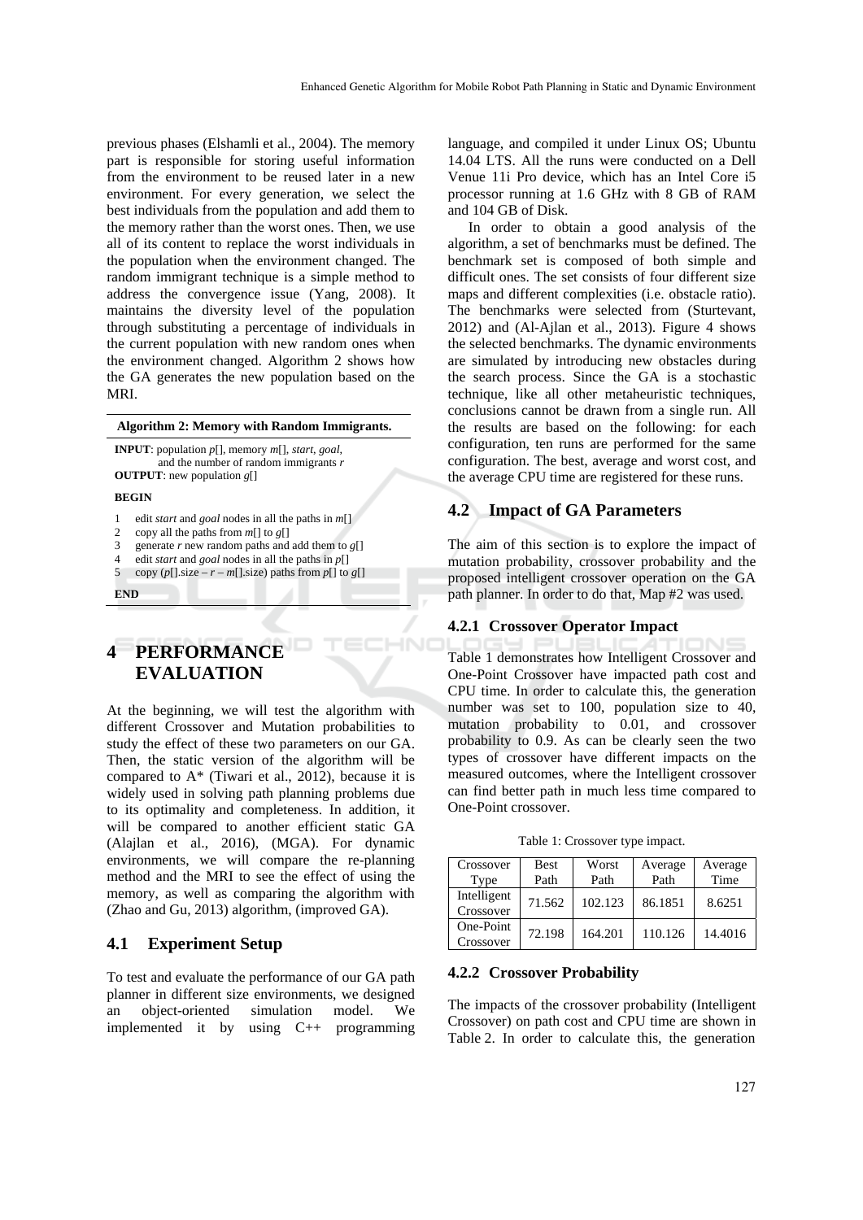previous phases (Elshamli et al., 2004). The memory part is responsible for storing useful information from the environment to be reused later in a new environment. For every generation, we select the best individuals from the population and add them to the memory rather than the worst ones. Then, we use all of its content to replace the worst individuals in the population when the environment changed. The random immigrant technique is a simple method to address the convergence issue (Yang, 2008). It maintains the diversity level of the population through substituting a percentage of individuals in the current population with new random ones when the environment changed. Algorithm 2 shows how the GA generates the new population based on the MRI.

**Algorithm 2: Memory with Random Immigrants.**

**INPUT**: population *p*[], memory *m*[], *start*, *goal*, and the number of random immigrants *r*
**OUTPUT**: new population *g*[]

**BEGIN**

1. edit *start* and *goal* nodes in all the paths in *m*[]
2. copy all the paths from *m*[] to *g*[]
3. generate *r* new random paths and add them to *g*[]
4. edit *start* and *goal* nodes in all the paths in *p*[]
5. copy (*p*[].size – *r* – *m*[].size) paths from *p*[] to *g*[]

**END**

# 4 PERFORMANCE EVALUATION

At the beginning, we will test the algorithm with different Crossover and Mutation probabilities to study the effect of these two parameters on our GA. Then, the static version of the algorithm will be compared to A* (Tiwari et al., 2012), because it is widely used in solving path planning problems due to its optimality and completeness. In addition, it will be compared to another efficient static GA (Alajlan et al., 2016), (MGA). For dynamic environments, we will compare the re-planning method and the MRI to see the effect of using the memory, as well as comparing the algorithm with (Zhao and Gu, 2013) algorithm, (improved GA).

## 4.1 Experiment Setup

To test and evaluate the performance of our GA path planner in different size environments, we designed an object-oriented simulation model. We implemented it by using C++ programming language, and compiled it under Linux OS; Ubuntu 14.04 LTS. All the runs were conducted on a Dell Venue 11i Pro device, which has an Intel Core i5 processor running at 1.6 GHz with 8 GB of RAM and 104 GB of Disk.

In order to obtain a good analysis of the algorithm, a set of benchmarks must be defined. The benchmark set is composed of both simple and difficult ones. The set consists of four different size maps and different complexities (i.e. obstacle ratio). The benchmarks were selected from (Sturtevant, 2012) and (Al-Ajlan et al., 2013). Figure 4 shows the selected benchmarks. The dynamic environments are simulated by introducing new obstacles during the search process. Since the GA is a stochastic technique, like all other metaheuristic techniques, conclusions cannot be drawn from a single run. All the results are based on the following: for each configuration, ten runs are performed for the same configuration. The best, average and worst cost, and the average CPU time are registered for these runs.

## 4.2 Impact of GA Parameters

The aim of this section is to explore the impact of mutation probability, crossover probability and the proposed intelligent crossover operation on the GA path planner. In order to do that, Map #2 was used.

### 4.2.1 Crossover Operator Impact

Table 1 demonstrates how Intelligent Crossover and One-Point Crossover have impacted path cost and CPU time. In order to calculate this, the generation number was set to 100, population size to 40, mutation probability to 0.01, and crossover probability to 0.9. As can be clearly seen the two types of crossover have different impacts on the measured outcomes, where the Intelligent crossover can find better path in much less time compared to One-Point crossover.

Table 1: Crossover type impact.

| Crossover Type | Best Path | Worst Path | Average Path | Average Time |
|---|---|---|---|---|
| Intelligent Crossover | 71.562 | 102.123 | 86.1851 | 8.6251 |
| One-Point Crossover | 72.198 | 164.201 | 110.126 | 14.4016 |

### 4.2.2 Crossover Probability

The impacts of the crossover probability (Intelligent Crossover) on path cost and CPU time are shown in Table 2. In order to calculate this, the generation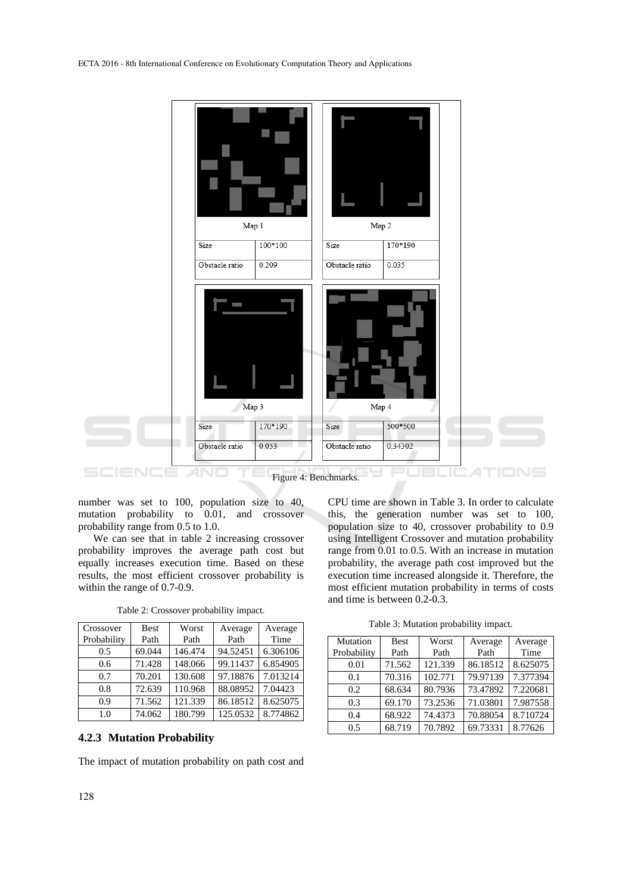| Map 1 | |
|---|---|
| Size | 100*100 |
| Obstacle ratio | 0.209 |

| Map 2 | |
|---|---|
| Size | 170*190 |
| Obstacle ratio | 0.035 |

| Map 3 | |
|---|---|
| Size | 170*190 |
| Obstacle ratio | 0.053 |

| Map 4 | |
|---|---|
| Size | 500*500 |
| Obstacle ratio | 0.34302 |

Figure 4: Benchmarks.

number was set to 100, population size to 40, mutation probability to 0.01, and crossover probability range from 0.5 to 1.0.

We can see that in table 2 increasing crossover probability improves the average path cost but equally increases execution time. Based on these results, the most efficient crossover probability is within the range of 0.7-0.9.

Table 2: Crossover probability impact.

| Crossover Probability | Best Path | Worst Path | Average Path | Average Time |
|---|---|---|---|---|
| 0.5 | 69.044 | 146.474 | 94.52451 | 6.306106 |
| 0.6 | 71.428 | 148.066 | 99.11437 | 6.854905 |
| 0.7 | 70.201 | 130.608 | 97.18876 | 7.013214 |
| 0.8 | 72.639 | 110.968 | 88.08952 | 7.04423 |
| 0.9 | 71.562 | 121.339 | 86.18512 | 8.625075 |
| 1.0 | 74.062 | 180.799 | 125.0532 | 8.774862 |

### 4.2.3 Mutation Probability

The impact of mutation probability on path cost and CPU time are shown in Table 3. In order to calculate this, the generation number was set to 100, population size to 40, crossover probability to 0.9 using Intelligent Crossover and mutation probability range from 0.01 to 0.5. With an increase in mutation probability, the average path cost improved but the execution time increased alongside it. Therefore, the most efficient mutation probability in terms of costs and time is between 0.2-0.3.

Table 3: Mutation probability impact.

| Mutation Probability | Best Path | Worst Path | Average Path | Average Time |
|---|---|---|---|---|
| 0.01 | 71.562 | 121.339 | 86.18512 | 8.625075 |
| 0.1 | 70.316 | 102.771 | 79.97139 | 7.377394 |
| 0.2 | 68.634 | 80.7936 | 73.47892 | 7.220681 |
| 0.3 | 69.170 | 73.2536 | 71.03801 | 7.987558 |
| 0.4 | 68.922 | 74.4373 | 70.88054 | 8.710724 |
| 0.5 | 68.719 | 70.7892 | 69.73331 | 8.77626 |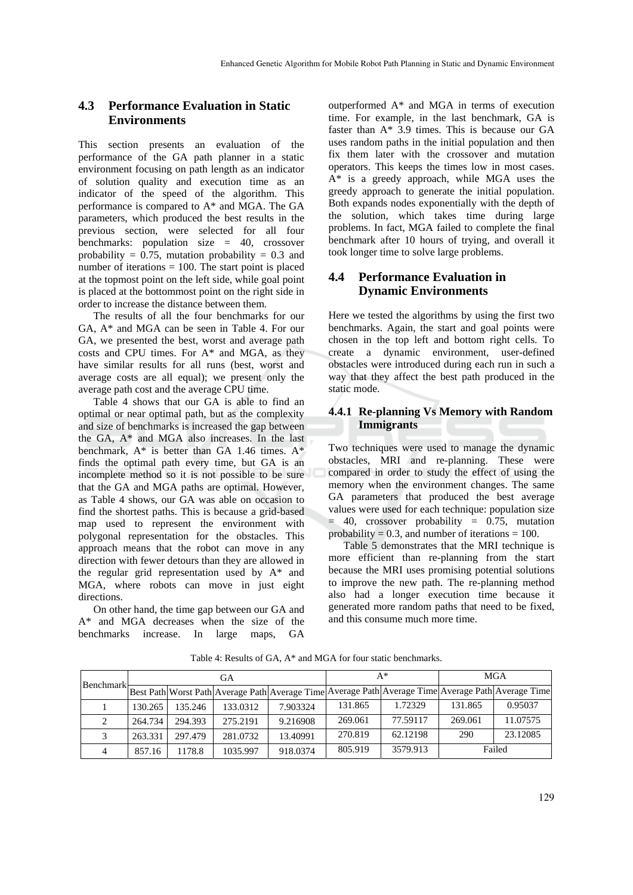### 4.3 Performance Evaluation in Static Environments

This section presents an evaluation of the performance of the GA path planner in a static environment focusing on path length as an indicator of solution quality and execution time as an indicator of the speed of the algorithm. This performance is compared to A* and MGA. The GA parameters, which produced the best results in the previous section, were selected for all four benchmarks: population size = 40, crossover probability = 0.75, mutation probability = 0.3 and number of iterations = 100. The start point is placed at the topmost point on the left side, while goal point is placed at the bottommost point on the right side in order to increase the distance between them.

The results of all the four benchmarks for our GA, A* and MGA can be seen in Table 4. For our GA, we presented the best, worst and average path costs and CPU times. For A* and MGA, as they have similar results for all runs (best, worst and average costs are all equal); we present only the average path cost and the average CPU time.

Table 4 shows that our GA is able to find an optimal or near optimal path, but as the complexity and size of benchmarks is increased the gap between the GA, A* and MGA also increases. In the last benchmark, A* is better than GA 1.46 times. A* finds the optimal path every time, but GA is an incomplete method so it is not possible to be sure that the GA and MGA paths are optimal. However, as Table 4 shows, our GA was able on occasion to find the shortest paths. This is because a grid-based map used to represent the environment with polygonal representation for the obstacles. This approach means that the robot can move in any direction with fewer detours than they are allowed in the regular grid representation used by A* and MGA, where robots can move in just eight directions.

On other hand, the time gap between our GA and A* and MGA decreases when the size of the benchmarks increase. In large maps, GA outperformed A* and MGA in terms of execution time. For example, in the last benchmark, GA is faster than A* 3.9 times. This is because our GA uses random paths in the initial population and then fix them later with the crossover and mutation operators. This keeps the times low in most cases. A* is a greedy approach, while MGA uses the greedy approach to generate the initial population. Both expands nodes exponentially with the depth of the solution, which takes time during large problems. In fact, MGA failed to complete the final benchmark after 10 hours of trying, and overall it took longer time to solve large problems.

### 4.4 Performance Evaluation in Dynamic Environments

Here we tested the algorithms by using the first two benchmarks. Again, the start and goal points were chosen in the top left and bottom right cells. To create a dynamic environment, user-defined obstacles were introduced during each run in such a way that they affect the best path produced in the static mode.

#### 4.4.1 Re-planning Vs Memory with Random Immigrants

Two techniques were used to manage the dynamic obstacles, MRI and re-planning. These were compared in order to study the effect of using the memory when the environment changes. The same GA parameters that produced the best average values were used for each technique: population size = 40, crossover probability = 0.75, mutation probability = 0.3, and number of iterations = 100.

Table 5 demonstrates that the MRI technique is more efficient than re-planning from the start because the MRI uses promising potential solutions to improve the new path. The re-planning method also had a longer execution time because it generated more random paths that need to be fixed, and this consume much more time.

Table 4: Results of GA, A* and MGA for four static benchmarks.

| Benchmark | GA | | | | A* | | MGA | |
|---|---|---|---|---|---|---|---|---|
| | Best Path | Worst Path | Average Path | Average Time | Average Path | Average Time | Average Path | Average Time |
| 1 | 130.265 | 135.246 | 133.0312 | 7.903324 | 131.865 | 1.72329 | 131.865 | 0.95037 |
| 2 | 264.734 | 294.393 | 275.2191 | 9.216908 | 269.061 | 77.59117 | 269.061 | 11.07575 |
| 3 | 263.331 | 297.479 | 281.0732 | 13.40991 | 270.819 | 62.12198 | 290 | 23.12085 |
| 4 | 857.16 | 1178.8 | 1035.997 | 918.0374 | 805.919 | 3579.913 | Failed | |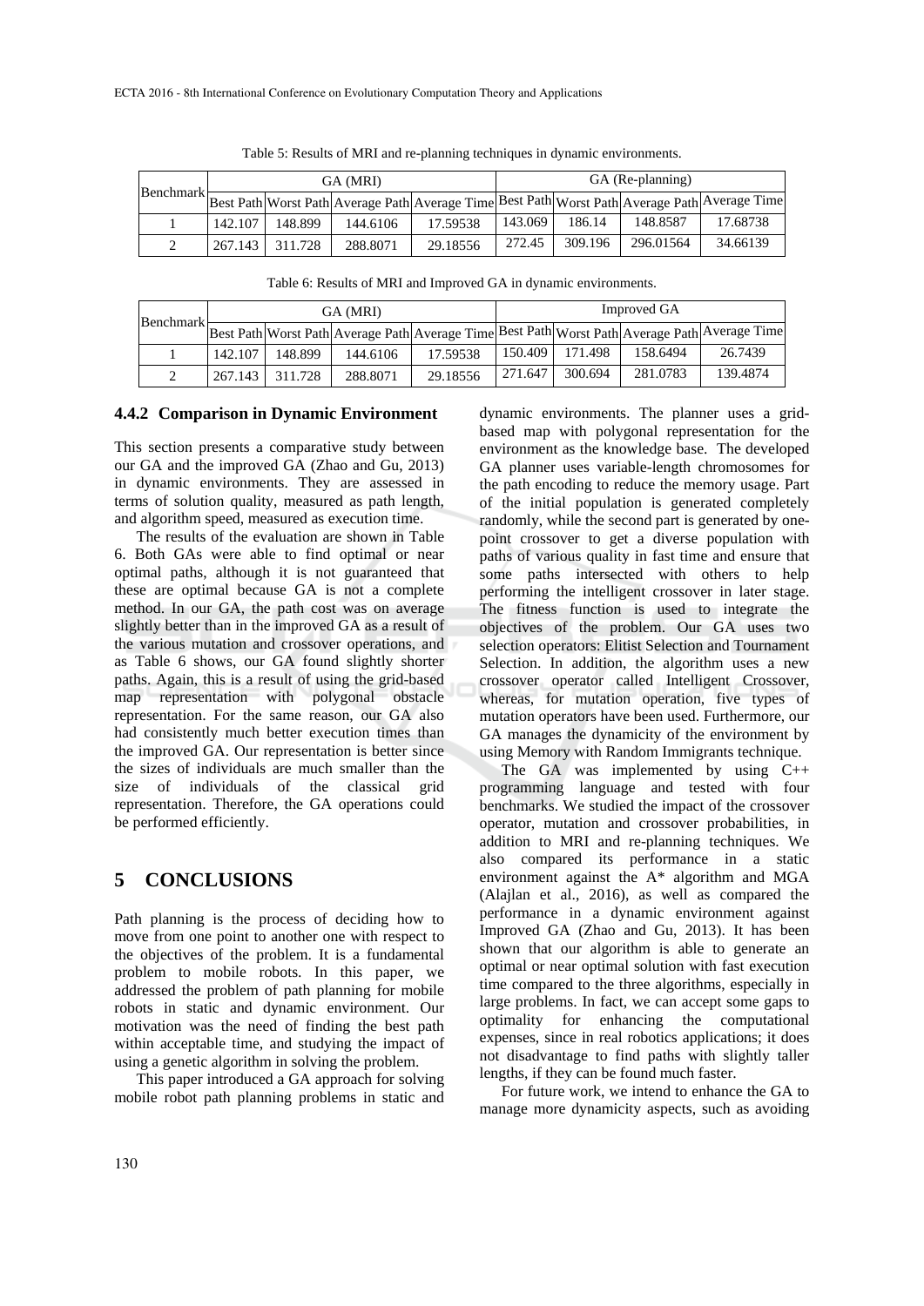Table 5: Results of MRI and re-planning techniques in dynamic environments.

| Benchmark | GA (MRI) | | | | GA (Re-planning) | | | |
|---|---|---|---|---|---|---|---|---|
| | Best Path | Worst Path | Average Path | Average Time | Best Path | Worst Path | Average Path | Average Time |
| 1 | 142.107 | 148.899 | 144.6106 | 17.59538 | 143.069 | 186.14 | 148.8587 | 17.68738 |
| 2 | 267.143 | 311.728 | 288.8071 | 29.18556 | 272.45 | 309.196 | 296.01564 | 34.66139 |

Table 6: Results of MRI and Improved GA in dynamic environments.

| Benchmark | GA (MRI) | | | | Improved GA | | | |
|---|---|---|---|---|---|---|---|---|
| | Best Path | Worst Path | Average Path | Average Time | Best Path | Worst Path | Average Path | Average Time |
| 1 | 142.107 | 148.899 | 144.6106 | 17.59538 | 150.409 | 171.498 | 158.6494 | 26.7439 |
| 2 | 267.143 | 311.728 | 288.8071 | 29.18556 | 271.647 | 300.694 | 281.0783 | 139.4874 |

### 4.4.2 Comparison in Dynamic Environment

This section presents a comparative study between our GA and the improved GA (Zhao and Gu, 2013) in dynamic environments. They are assessed in terms of solution quality, measured as path length, and algorithm speed, measured as execution time.

The results of the evaluation are shown in Table 6. Both GAs were able to find optimal or near optimal paths, although it is not guaranteed that these are optimal because GA is not a complete method. In our GA, the path cost was on average slightly better than in the improved GA as a result of the various mutation and crossover operations, and as Table 6 shows, our GA found slightly shorter paths. Again, this is a result of using the grid-based map representation with polygonal obstacle representation. For the same reason, our GA also had consistently much better execution times than the improved GA. Our representation is better since the sizes of individuals are much smaller than the size of individuals of the classical grid representation. Therefore, the GA operations could be performed efficiently.

## 5 CONCLUSIONS

Path planning is the process of deciding how to move from one point to another one with respect to the objectives of the problem. It is a fundamental problem to mobile robots. In this paper, we addressed the problem of path planning for mobile robots in static and dynamic environment. Our motivation was the need of finding the best path within acceptable time, and studying the impact of using a genetic algorithm in solving the problem.

This paper introduced a GA approach for solving mobile robot path planning problems in static and dynamic environments. The planner uses a grid-based map with polygonal representation for the environment as the knowledge base. The developed GA planner uses variable-length chromosomes for the path encoding to reduce the memory usage. Part of the initial population is generated completely randomly, while the second part is generated by one-point crossover to get a diverse population with paths of various quality in fast time and ensure that some paths intersected with others to help performing the intelligent crossover in later stage. The fitness function is used to integrate the objectives of the problem. Our GA uses two selection operators: Elitist Selection and Tournament Selection. In addition, the algorithm uses a new crossover operator called Intelligent Crossover, whereas, for mutation operation, five types of mutation operators have been used. Furthermore, our GA manages the dynamicity of the environment by using Memory with Random Immigrants technique.

The GA was implemented by using C++ programming language and tested with four benchmarks. We studied the impact of the crossover operator, mutation and crossover probabilities, in addition to MRI and re-planning techniques. We also compared its performance in a static environment against the A* algorithm and MGA (Alajlan et al., 2016), as well as compared the performance in a dynamic environment against Improved GA (Zhao and Gu, 2013). It has been shown that our algorithm is able to generate an optimal or near optimal solution with fast execution time compared to the three algorithms, especially in large problems. In fact, we can accept some gaps to optimality for enhancing the computational expenses, since in real robotics applications; it does not disadvantage to find paths with slightly taller lengths, if they can be found much faster.

For future work, we intend to enhance the GA to manage more dynamicity aspects, such as avoiding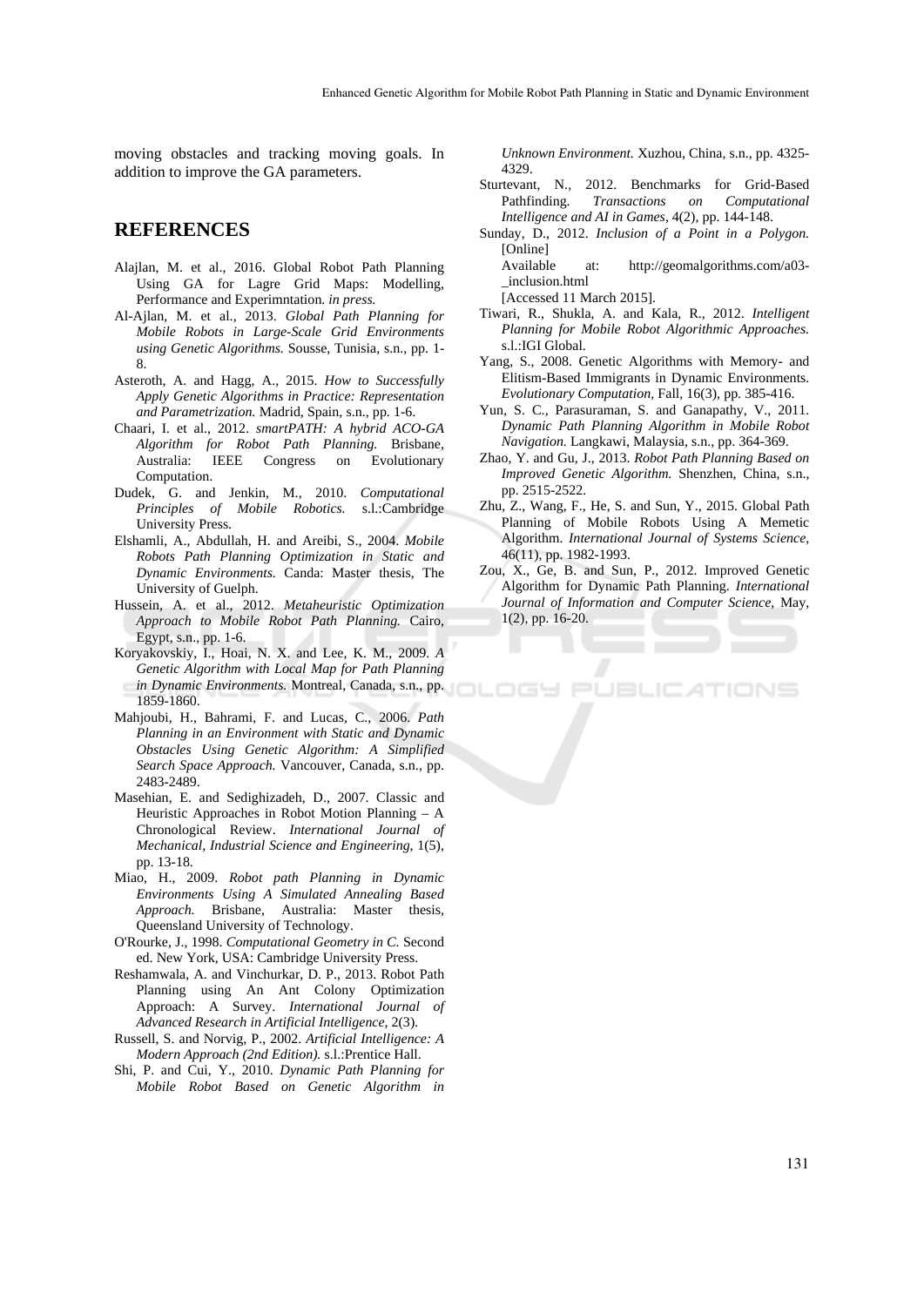moving obstacles and tracking moving goals. In addition to improve the GA parameters.

## REFERENCES

Alajlan, M. et al., 2016. Global Robot Path Planning Using GA for Lagre Grid Maps: Modelling, Performance and Experimntation. *in press.*

Al-Ajlan, M. et al., 2013. *Global Path Planning for Mobile Robots in Large-Scale Grid Environments using Genetic Algorithms.* Sousse, Tunisia, s.n., pp. 1-8.

Asteroth, A. and Hagg, A., 2015. *How to Successfully Apply Genetic Algorithms in Practice: Representation and Parametrization.* Madrid, Spain, s.n., pp. 1-6.

Chaari, I. et al., 2012. *smartPATH: A hybrid ACO-GA Algorithm for Robot Path Planning.* Brisbane, Australia: IEEE Congress on Evolutionary Computation.

Dudek, G. and Jenkin, M., 2010. *Computational Principles of Mobile Robotics.* s.l.:Cambridge University Press.

Elshamli, A., Abdullah, H. and Areibi, S., 2004. *Mobile Robots Path Planning Optimization in Static and Dynamic Environments.* Canda: Master thesis, The University of Guelph.

Hussein, A. et al., 2012. *Metaheuristic Optimization Approach to Mobile Robot Path Planning.* Cairo, Egypt, s.n., pp. 1-6.

Koryakovskiy, I., Hoai, N. X. and Lee, K. M., 2009. *A Genetic Algorithm with Local Map for Path Planning in Dynamic Environments.* Montreal, Canada, s.n., pp. 1859-1860.

Mahjoubi, H., Bahrami, F. and Lucas, C., 2006. *Path Planning in an Environment with Static and Dynamic Obstacles Using Genetic Algorithm: A Simplified Search Space Approach.* Vancouver, Canada, s.n., pp. 2483-2489.

Masehian, E. and Sedighizadeh, D., 2007. Classic and Heuristic Approaches in Robot Motion Planning – A Chronological Review. *International Journal of Mechanical, Industrial Science and Engineering,* 1(5), pp. 13-18.

Miao, H., 2009. *Robot path Planning in Dynamic Environments Using A Simulated Annealing Based Approach.* Brisbane, Australia: Master thesis, Queensland University of Technology.

O'Rourke, J., 1998. *Computational Geometry in C.* Second ed. New York, USA: Cambridge University Press.

Reshamwala, A. and Vinchurkar, D. P., 2013. Robot Path Planning using An Ant Colony Optimization Approach: A Survey. *International Journal of Advanced Research in Artificial Intelligence,* 2(3).

Russell, S. and Norvig, P., 2002. *Artificial Intelligence: A Modern Approach (2nd Edition).* s.l.:Prentice Hall.

Shi, P. and Cui, Y., 2010. *Dynamic Path Planning for Mobile Robot Based on Genetic Algorithm in Unknown Environment.* Xuzhou, China, s.n., pp. 4325-4329.

Sturtevant, N., 2012. Benchmarks for Grid-Based Pathfinding. *Transactions on Computational Intelligence and AI in Games,* 4(2), pp. 144-148.

Sunday, D., 2012. *Inclusion of a Point in a Polygon.* [Online]
Available at: http://geomalgorithms.com/a03-_inclusion.html
[Accessed 11 March 2015].

Tiwari, R., Shukla, A. and Kala, R., 2012. *Intelligent Planning for Mobile Robot Algorithmic Approaches.* s.l.:IGI Global.

Yang, S., 2008. Genetic Algorithms with Memory- and Elitism-Based Immigrants in Dynamic Environments. *Evolutionary Computation,* Fall, 16(3), pp. 385-416.

Yun, S. C., Parasuraman, S. and Ganapathy, V., 2011. *Dynamic Path Planning Algorithm in Mobile Robot Navigation.* Langkawi, Malaysia, s.n., pp. 364-369.

Zhao, Y. and Gu, J., 2013. *Robot Path Planning Based on Improved Genetic Algorithm.* Shenzhen, China, s.n., pp. 2515-2522.

Zhu, Z., Wang, F., He, S. and Sun, Y., 2015. Global Path Planning of Mobile Robots Using A Memetic Algorithm. *International Journal of Systems Science,* 46(11), pp. 1982-1993.

Zou, X., Ge, B. and Sun, P., 2012. Improved Genetic Algorithm for Dynamic Path Planning. *International Journal of Information and Computer Science,* May, 1(2), pp. 16-20.